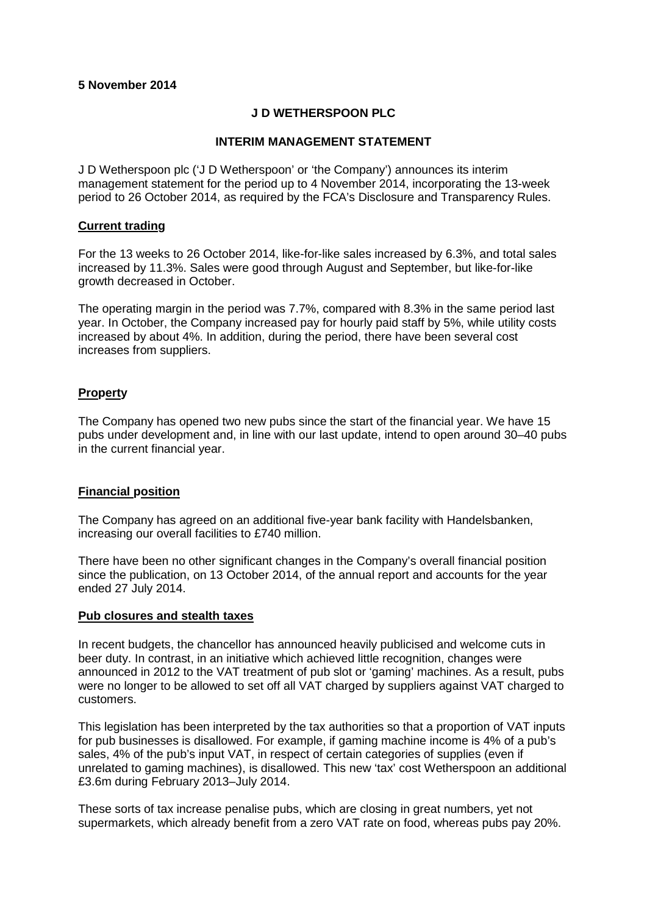**5 November 2014**

# J D WETHERSPOON PLC

## INTERIM MANAGEMENT STATEMENT

J D Wetherspoon plc ('J D Wetherspoon' or 'the Company') announces its interim management statement for the period up to 4 November 2014, incorporating the 13-week period to 26 October 2014, as required by the FCA's Disclosure and Transparency Rules.

### Current trading

For the 13 weeks to 26 October 2014, like-for-like sales increased by 6.3%, and total sales increased by 11.3%. Sales were good through August and September, but like-for-like growth decreased in October.

The operating margin in the period was 7.7%, compared with 8.3% in the same period last year. In October, the Company increased pay for hourly paid staff by 5%, while utility costs increased by about 4%. In addition, during the period, there have been several cost increases from suppliers.

### Property

The Company has opened two new pubs since the start of the financial year. We have 15 pubs under development and, in line with our last update, intend to open around 30–40 pubs in the current financial year.

### Financial position

The Company has agreed on an additional five-year bank facility with Handelsbanken, increasing our overall facilities to £740 million.

There have been no other significant changes in the Company's overall financial position since the publication, on 13 October 2014, of the annual report and accounts for the year ended 27 July 2014.

### Pub closures and stealth taxes

In recent budgets, the chancellor has announced heavily publicised and welcome cuts in beer duty. In contrast, in an initiative which achieved little recognition, changes were announced in 2012 to the VAT treatment of pub slot or 'gaming' machines. As a result, pubs were no longer to be allowed to set off all VAT charged by suppliers against VAT charged to customers.

This legislation has been interpreted by the tax authorities so that a proportion of VAT inputs for pub businesses is disallowed. For example, if gaming machine income is 4% of a pub's sales, 4% of the pub's input VAT, in respect of certain categories of supplies (even if unrelated to gaming machines), is disallowed. This new 'tax' cost Wetherspoon an additional £3.6m during February 2013–July 2014.

These sorts of tax increase penalise pubs, which are closing in great numbers, yet not supermarkets, which already benefit from a zero VAT rate on food, whereas pubs pay 20%.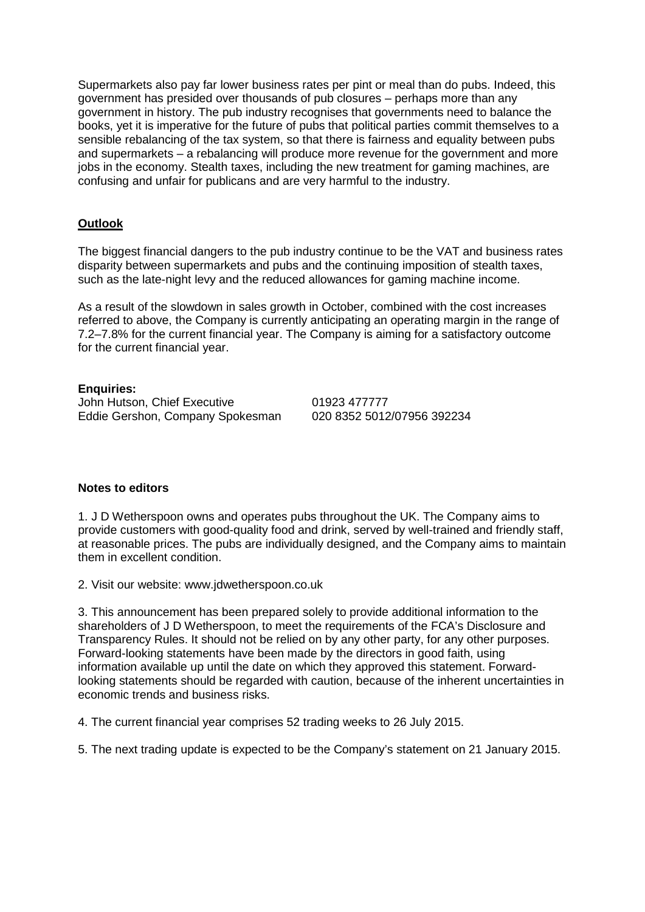Supermarkets also pay far lower business rates per pint or meal than do pubs. Indeed, this government has presided over thousands of pub closures – perhaps more than any government in history. The pub industry recognises that governments need to balance the books, yet it is imperative for the future of pubs that political parties commit themselves to a sensible rebalancing of the tax system, so that there is fairness and equality between pubs and supermarkets – a rebalancing will produce more revenue for the government and more jobs in the economy. Stealth taxes, including the new treatment for gaming machines, are confusing and unfair for publicans and are very harmful to the industry.

## Outlook

The biggest financial dangers to the pub industry continue to be the VAT and business rates disparity between supermarkets and pubs and the continuing imposition of stealth taxes, such as the late-night levy and the reduced allowances for gaming machine income.

As a result of the slowdown in sales growth in October, combined with the cost increases referred to above, the Company is currently anticipating an operating margin in the range of 7.2–7.8% for the current financial year. The Company is aiming for a satisfactory outcome for the current financial year.

**Enquiries:**

| | |
|---|---|
| John Hutson, Chief Executive | 01923 477777 |
| Eddie Gershon, Company Spokesman | 020 8352 5012/07956 392234 |

**Notes to editors**

1. J D Wetherspoon owns and operates pubs throughout the UK. The Company aims to provide customers with good-quality food and drink, served by well-trained and friendly staff, at reasonable prices. The pubs are individually designed, and the Company aims to maintain them in excellent condition.

2. Visit our website: www.jdwetherspoon.co.uk

3. This announcement has been prepared solely to provide additional information to the shareholders of J D Wetherspoon, to meet the requirements of the FCA's Disclosure and Transparency Rules. It should not be relied on by any other party, for any other purposes. Forward-looking statements have been made by the directors in good faith, using information available up until the date on which they approved this statement. Forward-looking statements should be regarded with caution, because of the inherent uncertainties in economic trends and business risks.

4. The current financial year comprises 52 trading weeks to 26 July 2015.

5. The next trading update is expected to be the Company's statement on 21 January 2015.